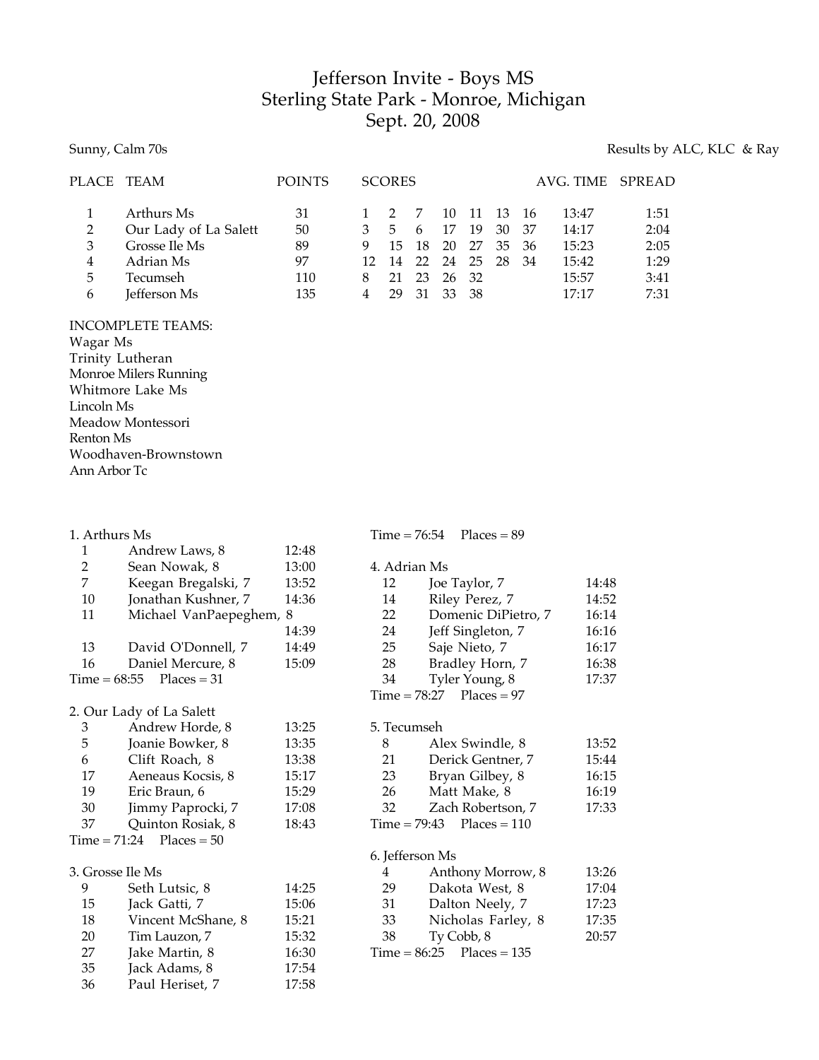# Jefferson Invite - Boys MS
## Sterling State Park - Monroe, Michigan
## Sept. 20, 2008

Sunny, Calm 70s

Results by ALC, KLC & Ray

| PLACE | TEAM | POINTS | SCORES | | | | | | | AVG. TIME | SPREAD |
|---|---|---|---|---|---|---|---|---|---|---|---|
| 1 | Arthurs Ms | 31 | 1 | 2 | 7 | 10 | 11 | 13 | 16 | 13:47 | 1:51 |
| 2 | Our Lady of La Salett | 50 | 3 | 5 | 6 | 17 | 19 | 30 | 37 | 14:17 | 2:04 |
| 3 | Grosse Ile Ms | 89 | 9 | 15 | 18 | 20 | 27 | 35 | 36 | 15:23 | 2:05 |
| 4 | Adrian Ms | 97 | 12 | 14 | 22 | 24 | 25 | 28 | 34 | 15:42 | 1:29 |
| 5 | Tecumseh | 110 | 8 | 21 | 23 | 26 | 32 | | | 15:57 | 3:41 |
| 6 | Jefferson Ms | 135 | 4 | 29 | 31 | 33 | 38 | | | 17:17 | 7:31 |

INCOMPLETE TEAMS:
Wagar Ms
Trinity Lutheran
Monroe Milers Running
Whitmore Lake Ms
Lincoln Ms
Meadow Montessori
Renton Ms
Woodhaven-Brownstown
Ann Arbor Tc

**1. Arthurs Ms**

| | | |
|---|---|---|
| 1 | Andrew Laws, 8 | 12:48 |
| 2 | Sean Nowak, 8 | 13:00 |
| 7 | Keegan Bregalski, 7 | 13:52 |
| 10 | Jonathan Kushner, 7 | 14:36 |
| 11 | Michael VanPaepeghem, 8 | 14:39 |
| 13 | David O'Donnell, 7 | 14:49 |
| 16 | Daniel Mercure, 8 | 15:09 |

Time = 68:55 Places = 31

**2. Our Lady of La Salett**

| | | |
|---|---|---|
| 3 | Andrew Horde, 8 | 13:25 |
| 5 | Joanie Bowker, 8 | 13:35 |
| 6 | Clift Roach, 8 | 13:38 |
| 17 | Aeneaus Kocsis, 8 | 15:17 |
| 19 | Eric Braun, 6 | 15:29 |
| 30 | Jimmy Paprocki, 7 | 17:08 |
| 37 | Quinton Rosiak, 8 | 18:43 |

Time = 71:24 Places = 50

**3. Grosse Ile Ms**

| | | |
|---|---|---|
| 9 | Seth Lutsic, 8 | 14:25 |
| 15 | Jack Gatti, 7 | 15:06 |
| 18 | Vincent McShane, 8 | 15:21 |
| 20 | Tim Lauzon, 7 | 15:32 |
| 27 | Jake Martin, 8 | 16:30 |
| 35 | Jack Adams, 8 | 17:54 |
| 36 | Paul Heriset, 7 | 17:58 |

Time = 76:54 Places = 89

**4. Adrian Ms**

| | | |
|---|---|---|
| 12 | Joe Taylor, 7 | 14:48 |
| 14 | Riley Perez, 7 | 14:52 |
| 22 | Domenic DiPietro, 7 | 16:14 |
| 24 | Jeff Singleton, 7 | 16:16 |
| 25 | Saje Nieto, 7 | 16:17 |
| 28 | Bradley Horn, 7 | 16:38 |
| 34 | Tyler Young, 8 | 17:37 |

Time = 78:27 Places = 97

**5. Tecumseh**

| | | |
|---|---|---|
| 8 | Alex Swindle, 8 | 13:52 |
| 21 | Derick Gentner, 7 | 15:44 |
| 23 | Bryan Gilbey, 8 | 16:15 |
| 26 | Matt Make, 8 | 16:19 |
| 32 | Zach Robertson, 7 | 17:33 |

Time = 79:43 Places = 110

**6. Jefferson Ms**

| | | |
|---|---|---|
| 4 | Anthony Morrow, 8 | 13:26 |
| 29 | Dakota West, 8 | 17:04 |
| 31 | Dalton Neely, 7 | 17:23 |
| 33 | Nicholas Farley, 8 | 17:35 |
| 38 | Ty Cobb, 8 | 20:57 |

Time = 86:25 Places = 135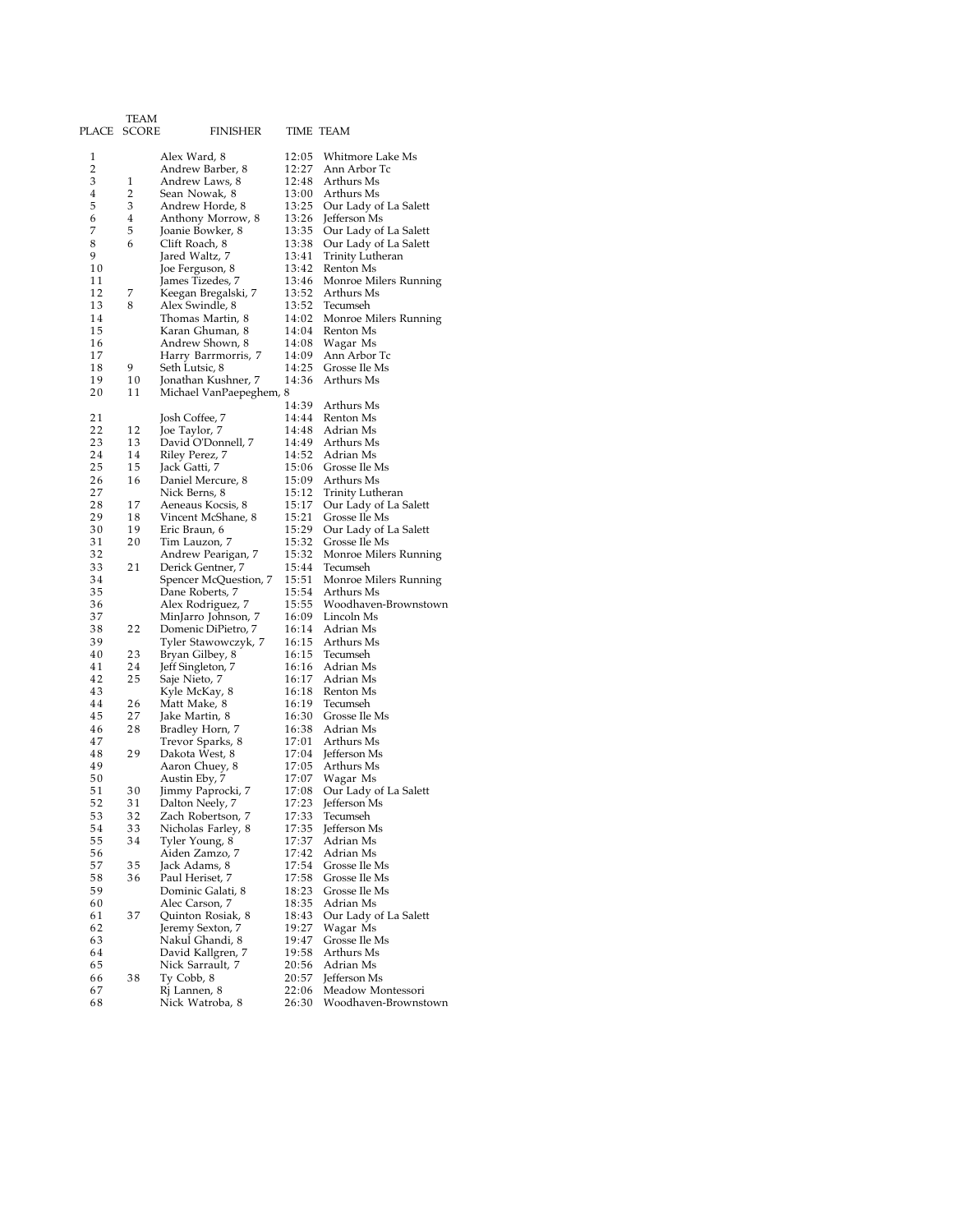| PLACE | TEAM SCORE | FINISHER | TIME | TEAM |
|---|---|---|---|---|
| 1 | | Alex Ward, 8 | 12:05 | Whitmore Lake Ms |
| 2 | | Andrew Barber, 8 | 12:27 | Ann Arbor Tc |
| 3 | 1 | Andrew Laws, 8 | 12:48 | Arthurs Ms |
| 4 | 2 | Sean Nowak, 8 | 13:00 | Arthurs Ms |
| 5 | 3 | Andrew Horde, 8 | 13:25 | Our Lady of La Salett |
| 6 | 4 | Anthony Morrow, 8 | 13:26 | Jefferson Ms |
| 7 | 5 | Joanie Bowker, 8 | 13:35 | Our Lady of La Salett |
| 8 | 6 | Clift Roach, 8 | 13:38 | Our Lady of La Salett |
| 9 | | Jared Waltz, 7 | 13:41 | Trinity Lutheran |
| 10 | | Joe Ferguson, 8 | 13:42 | Renton Ms |
| 11 | | James Tizedes, 7 | 13:46 | Monroe Milers Running |
| 12 | 7 | Keegan Bregalski, 7 | 13:52 | Arthurs Ms |
| 13 | 8 | Alex Swindle, 8 | 13:52 | Tecumseh |
| 14 | | Thomas Martin, 8 | 14:02 | Monroe Milers Running |
| 15 | | Karan Ghuman, 8 | 14:04 | Renton Ms |
| 16 | | Andrew Shown, 8 | 14:08 | Wagar Ms |
| 17 | | Harry Barrmorris, 7 | 14:09 | Ann Arbor Tc |
| 18 | 9 | Seth Lutsic, 8 | 14:25 | Grosse Ile Ms |
| 19 | 10 | Jonathan Kushner, 7 | 14:36 | Arthurs Ms |
| 20 | 11 | Michael VanPaepeghem, 8 | 14:39 | Arthurs Ms |
| 21 | | Josh Coffee, 7 | 14:44 | Renton Ms |
| 22 | 12 | Joe Taylor, 7 | 14:48 | Adrian Ms |
| 23 | 13 | David O'Donnell, 7 | 14:49 | Arthurs Ms |
| 24 | 14 | Riley Perez, 7 | 14:52 | Adrian Ms |
| 25 | 15 | Jack Gatti, 7 | 15:06 | Grosse Ile Ms |
| 26 | 16 | Daniel Mercure, 8 | 15:09 | Arthurs Ms |
| 27 | | Nick Berns, 8 | 15:12 | Trinity Lutheran |
| 28 | 17 | Aeneaus Kocsis, 8 | 15:17 | Our Lady of La Salett |
| 29 | 18 | Vincent McShane, 8 | 15:21 | Grosse Ile Ms |
| 30 | 19 | Eric Braun, 6 | 15:29 | Our Lady of La Salett |
| 31 | 20 | Tim Lauzon, 7 | 15:32 | Grosse Ile Ms |
| 32 | | Andrew Pearigan, 7 | 15:32 | Monroe Milers Running |
| 33 | 21 | Derick Gentner, 7 | 15:44 | Tecumseh |
| 34 | | Spencer McQuestion, 7 | 15:51 | Monroe Milers Running |
| 35 | | Dane Roberts, 7 | 15:54 | Arthurs Ms |
| 36 | | Alex Rodriguez, 7 | 15:55 | Woodhaven-Brownstown |
| 37 | | MinJarro Johnson, 7 | 16:09 | Lincoln Ms |
| 38 | 22 | Domenic DiPietro, 7 | 16:14 | Adrian Ms |
| 39 | | Tyler Stawowczyk, 7 | 16:15 | Arthurs Ms |
| 40 | 23 | Bryan Gilbey, 8 | 16:15 | Tecumseh |
| 41 | 24 | Jeff Singleton, 7 | 16:16 | Adrian Ms |
| 42 | 25 | Saje Nieto, 7 | 16:17 | Adrian Ms |
| 43 | | Kyle McKay, 8 | 16:18 | Renton Ms |
| 44 | 26 | Matt Make, 8 | 16:19 | Tecumseh |
| 45 | 27 | Jake Martin, 8 | 16:30 | Grosse Ile Ms |
| 46 | 28 | Bradley Horn, 7 | 16:38 | Adrian Ms |
| 47 | | Trevor Sparks, 8 | 17:01 | Arthurs Ms |
| 48 | 29 | Dakota West, 8 | 17:04 | Jefferson Ms |
| 49 | | Aaron Chuey, 8 | 17:05 | Arthurs Ms |
| 50 | | Austin Eby, 7 | 17:07 | Wagar Ms |
| 51 | 30 | Jimmy Paprocki, 7 | 17:08 | Our Lady of La Salett |
| 52 | 31 | Dalton Neely, 7 | 17:23 | Jefferson Ms |
| 53 | 32 | Zach Robertson, 7 | 17:33 | Tecumseh |
| 54 | 33 | Nicholas Farley, 8 | 17:35 | Jefferson Ms |
| 55 | 34 | Tyler Young, 8 | 17:37 | Adrian Ms |
| 56 | | Aiden Zamzo, 7 | 17:42 | Adrian Ms |
| 57 | 35 | Jack Adams, 8 | 17:54 | Grosse Ile Ms |
| 58 | 36 | Paul Heriset, 7 | 17:58 | Grosse Ile Ms |
| 59 | | Dominic Galati, 8 | 18:23 | Grosse Ile Ms |
| 60 | | Alec Carson, 7 | 18:35 | Adrian Ms |
| 61 | 37 | Quinton Rosiak, 8 | 18:43 | Our Lady of La Salett |
| 62 | | Jeremy Sexton, 7 | 19:27 | Wagar Ms |
| 63 | | Nakul Ghandi, 8 | 19:47 | Grosse Ile Ms |
| 64 | | David Kallgren, 7 | 19:58 | Arthurs Ms |
| 65 | | Nick Sarrault, 7 | 20:56 | Adrian Ms |
| 66 | 38 | Ty Cobb, 8 | 20:57 | Jefferson Ms |
| 67 | | Rj Lannen, 8 | 22:06 | Meadow Montessori |
| 68 | | Nick Watroba, 8 | 26:30 | Woodhaven-Brownstown |